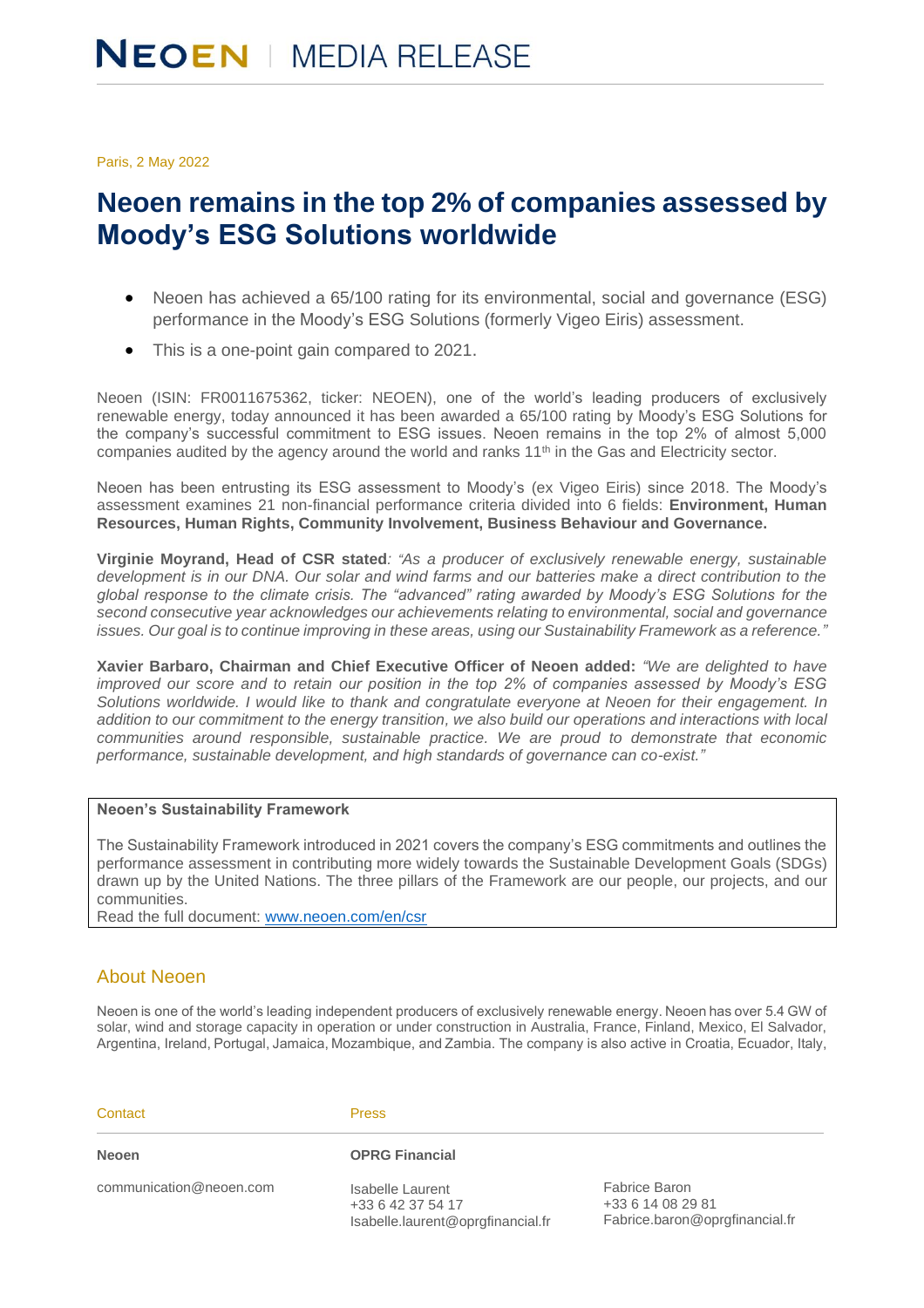# NEOEN | MEDIA RELEASE

Paris, 2 May 2022

## Neoen remains in the top 2% of companies assessed by Moody's ESG Solutions worldwide

- Neoen has achieved a 65/100 rating for its environmental, social and governance (ESG) performance in the Moody's ESG Solutions (formerly Vigeo Eiris) assessment.
- This is a one-point gain compared to 2021.

Neoen (ISIN: FR0011675362, ticker: NEOEN), one of the world's leading producers of exclusively renewable energy, today announced it has been awarded a 65/100 rating by Moody's ESG Solutions for the company's successful commitment to ESG issues. Neoen remains in the top 2% of almost 5,000 companies audited by the agency around the world and ranks 11th in the Gas and Electricity sector.

Neoen has been entrusting its ESG assessment to Moody's (ex Vigeo Eiris) since 2018. The Moody's assessment examines 21 non-financial performance criteria divided into 6 fields: **Environment, Human Resources, Human Rights, Community Involvement, Business Behaviour and Governance.**

**Virginie Moyrand, Head of CSR stated**: *"As a producer of exclusively renewable energy, sustainable development is in our DNA. Our solar and wind farms and our batteries make a direct contribution to the global response to the climate crisis. The "advanced" rating awarded by Moody's ESG Solutions for the second consecutive year acknowledges our achievements relating to environmental, social and governance issues. Our goal is to continue improving in these areas, using our Sustainability Framework as a reference."*

**Xavier Barbaro, Chairman and Chief Executive Officer of Neoen added:** *"We are delighted to have improved our score and to retain our position in the top 2% of companies assessed by Moody's ESG Solutions worldwide. I would like to thank and congratulate everyone at Neoen for their engagement. In addition to our commitment to the energy transition, we also build our operations and interactions with local communities around responsible, sustainable practice. We are proud to demonstrate that economic performance, sustainable development, and high standards of governance can co-exist."*

**Neoen's Sustainability Framework**

The Sustainability Framework introduced in 2021 covers the company's ESG commitments and outlines the performance assessment in contributing more widely towards the Sustainable Development Goals (SDGs) drawn up by the United Nations. The three pillars of the Framework are our people, our projects, and our communities.
Read the full document: [www.neoen.com/en/csr](www.neoen.com/en/csr)

### About Neoen

Neoen is one of the world's leading independent producers of exclusively renewable energy. Neoen has over 5.4 GW of solar, wind and storage capacity in operation or under construction in Australia, France, Finland, Mexico, El Salvador, Argentina, Ireland, Portugal, Jamaica, Mozambique, and Zambia. The company is also active in Croatia, Ecuador, Italy,

| Contact | Press | |
|---|---|---|
| **Neoen** | **OPRG Financial** | |
| communication@neoen.com | Isabelle Laurent<br>+33 6 42 37 54 17<br>Isabelle.laurent@oprgfinancial.fr | Fabrice Baron<br>+33 6 14 08 29 81<br>Fabrice.baron@oprgfinancial.fr |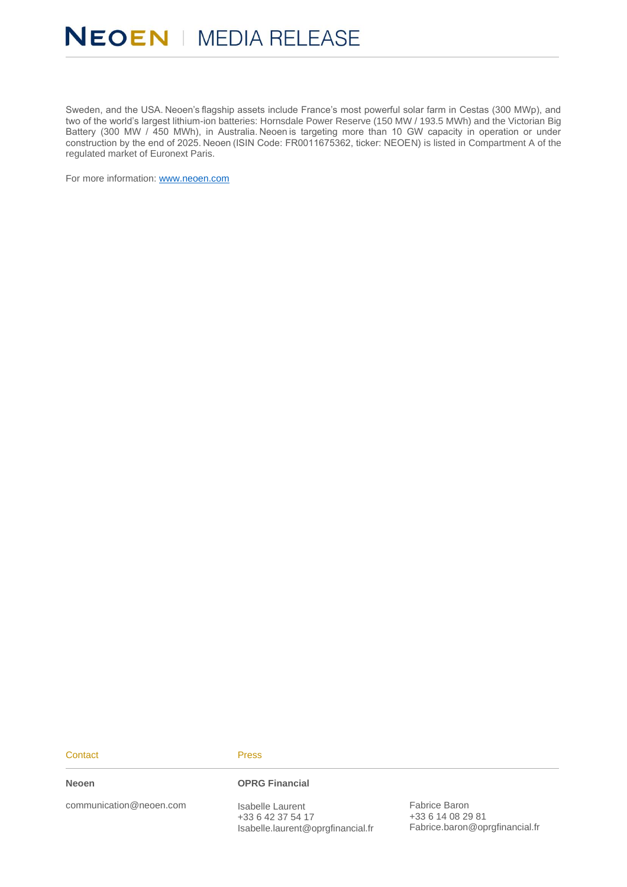Sweden, and the USA. Neoen's flagship assets include France's most powerful solar farm in Cestas (300 MWp), and two of the world's largest lithium-ion batteries: Hornsdale Power Reserve (150 MW / 193.5 MWh) and the Victorian Big Battery (300 MW / 450 MWh), in Australia. Neoen is targeting more than 10 GW capacity in operation or under construction by the end of 2025. Neoen (ISIN Code: FR0011675362, ticker: NEOEN) is listed in Compartment A of the regulated market of Euronext Paris.

For more information: [www.neoen.com](http://www.neoen.com)

| Contact | Press | |
|---|---|---|
| **Neoen** | **OPRG Financial** | |
| communication@neoen.com | Isabelle Laurent<br>+33 6 42 37 54 17<br>Isabelle.laurent@oprgfinancial.fr | Fabrice Baron<br>+33 6 14 08 29 81<br>Fabrice.baron@oprgfinancial.fr |